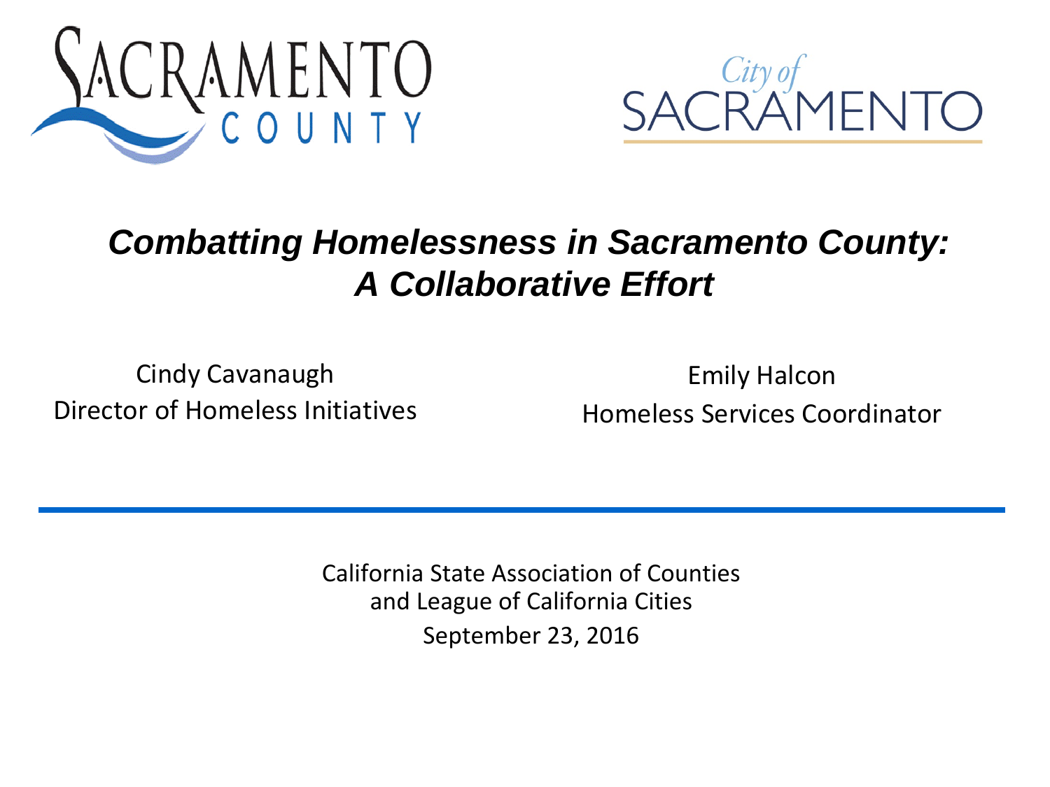SACRAMENTO COUNTY

City of SACRAMENTO

# *Combatting Homelessness in Sacramento County: A Collaborative Effort*

Cindy Cavanaugh
Director of Homeless Initiatives

Emily Halcon
Homeless Services Coordinator

---

California State Association of Counties
and League of California Cities
September 23, 2016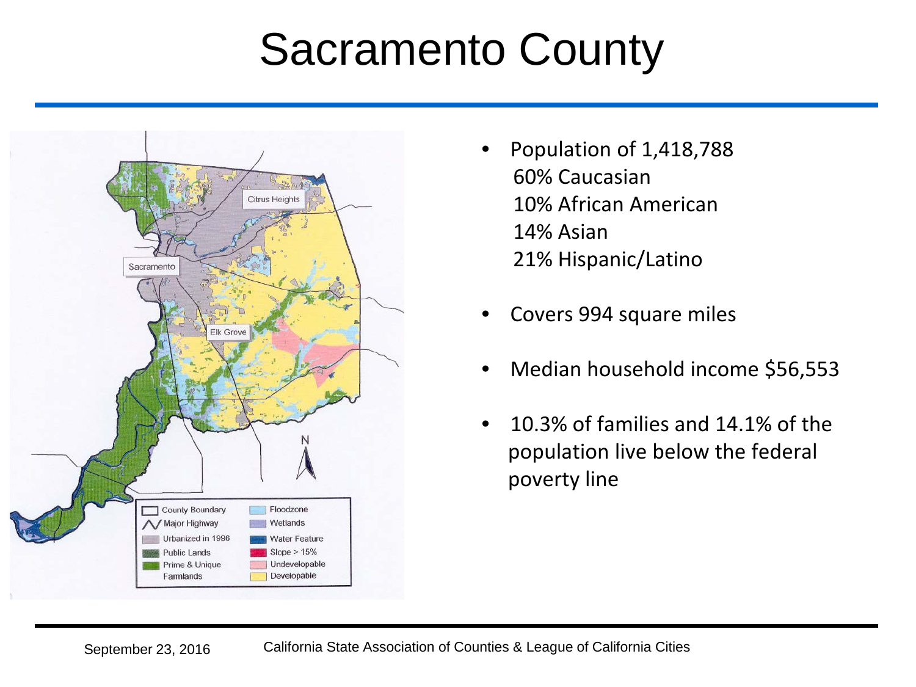# Sacramento County

- Population of 1,418,788
  - 60% Caucasian
  - 10% African American
  - 14% Asian
  - 21% Hispanic/Latino
- Covers 994 square miles
- Median household income $56,553
- 10.3% of families and 14.1% of the population live below the federal poverty line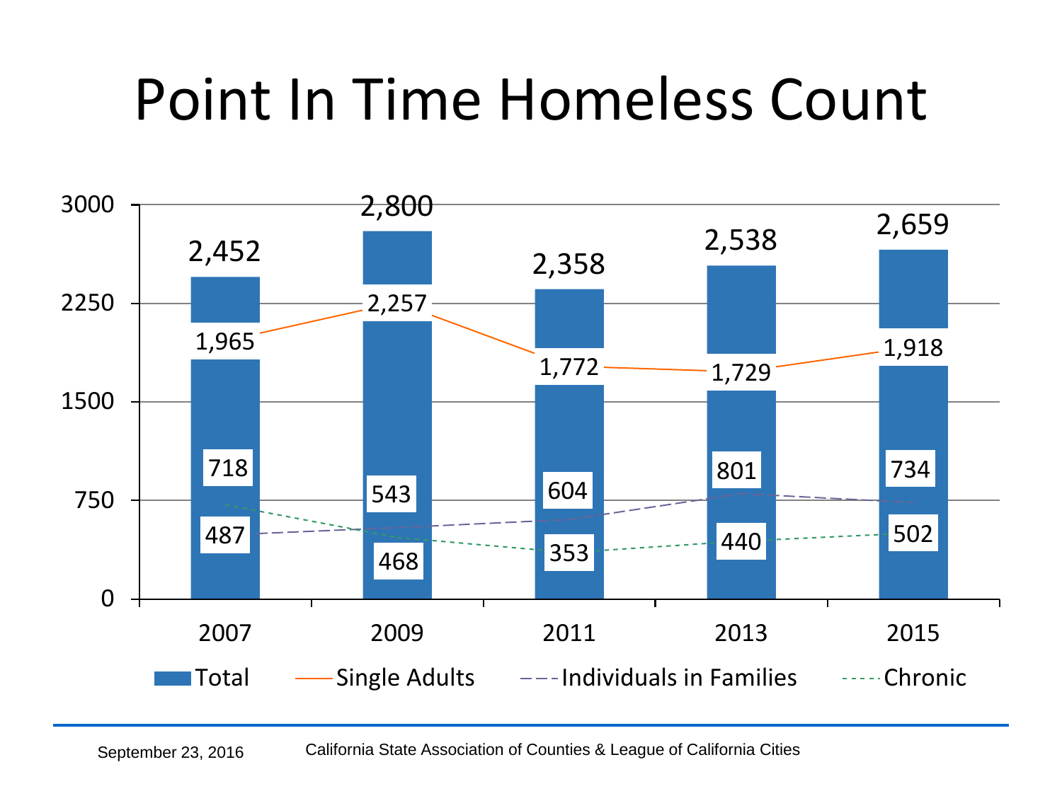# Point In Time Homeless Count

| Year | Total | Single Adults | Individuals in Families | Chronic |
|---|---|---|---|---|
| 2007 | 2,452 | 1,965 | 487 | 718 |
| 2009 | 2,800 | 2,257 | 543 | 468 |
| 2011 | 2,358 | 1,772 | 604 | 353 |
| 2013 | 2,538 | 1,729 | 801 | 440 |
| 2015 | 2,659 | 1,918 | 734 | 502 |

September 23, 2016 — California State Association of Counties & League of California Cities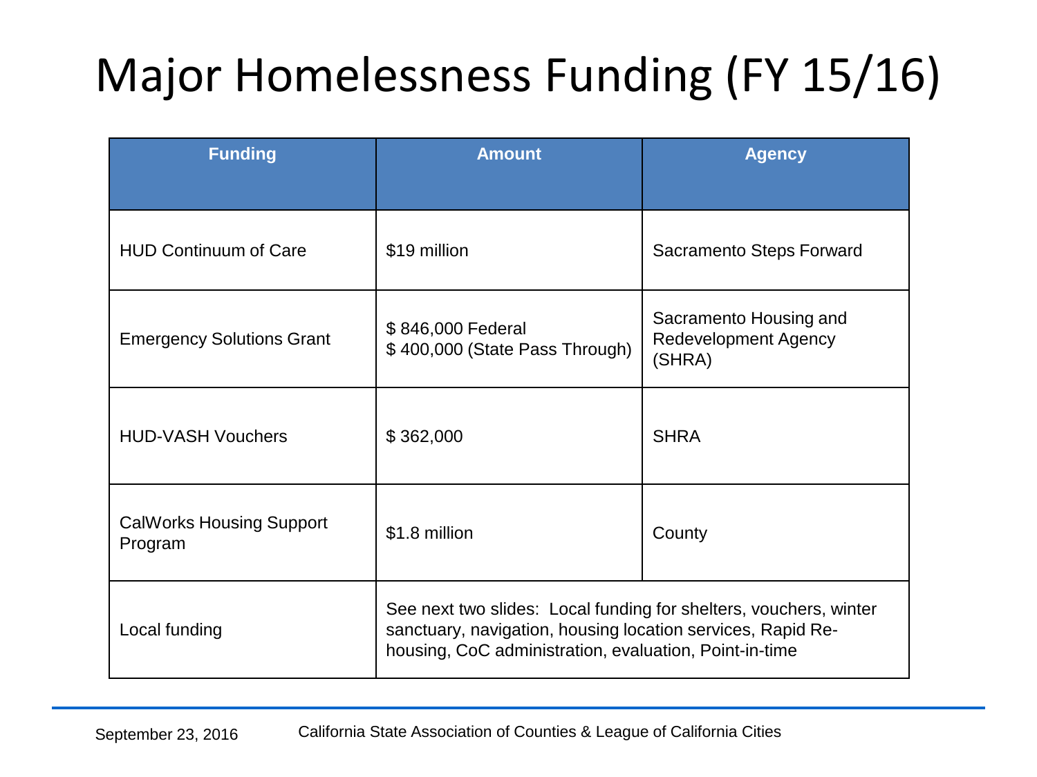# Major Homelessness Funding (FY 15/16)

| Funding | Amount | Agency |
|---|---|---|
| HUD Continuum of Care | $19 million | Sacramento Steps Forward |
| Emergency Solutions Grant | $ 846,000 Federal<br>$ 400,000 (State Pass Through) | Sacramento Housing and Redevelopment Agency (SHRA) |
| HUD-VASH Vouchers | $ 362,000 | SHRA |
| CalWorks Housing Support Program | $1.8 million | County |
| Local funding | See next two slides: Local funding for shelters, vouchers, winter sanctuary, navigation, housing location services, Rapid Re-housing, CoC administration, evaluation, Point-in-time | |

September 23, 2016 — California State Association of Counties & League of California Cities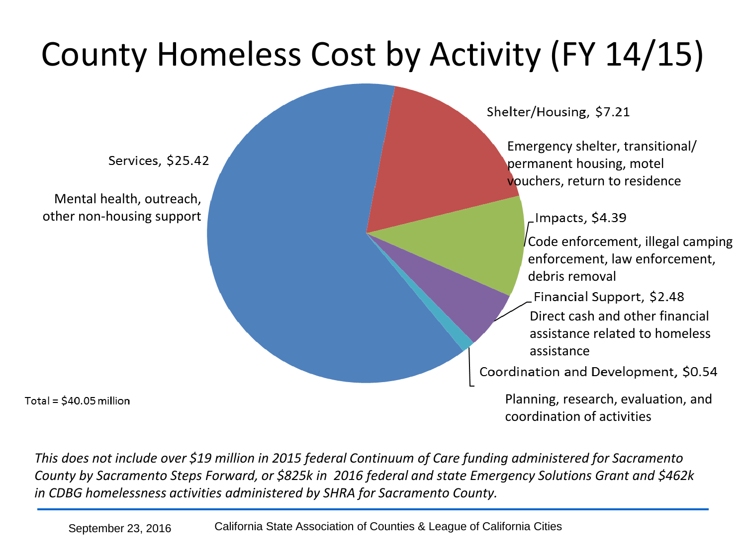# County Homeless Cost by Activity (FY 14/15)

Services, $25.42

Mental health, outreach, other non-housing support

Shelter/Housing, $7.21

Emergency shelter, transitional/ permanent housing, motel vouchers, return to residence

Impacts, $4.39

Code enforcement, illegal camping enforcement, law enforcement, debris removal

Financial Support, $2.48

Direct cash and other financial assistance related to homeless assistance

Coordination and Development, $0.54

Planning, research, evaluation, and coordination of activities

Total = $40.05 million

*This does not include over $19 million in 2015 federal Continuum of Care funding administered for Sacramento County by Sacramento Steps Forward, or $825k in 2016 federal and state Emergency Solutions Grant and $462k in CDBG homelessness activities administered by SHRA for Sacramento County.*

September 23, 2016 California State Association of Counties & League of California Cities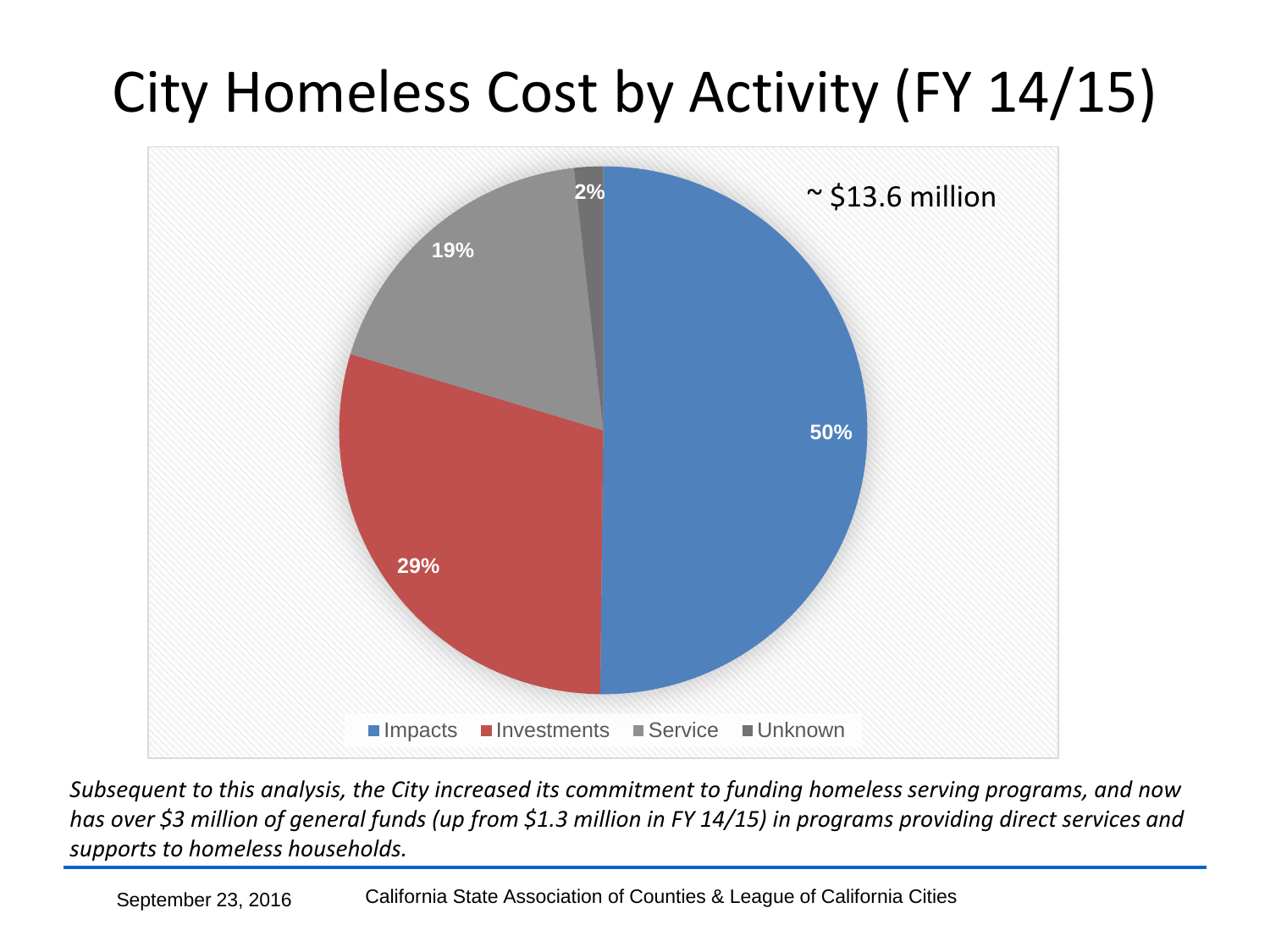# City Homeless Cost by Activity (FY 14/15)

~ $13.6 million

| Activity | Share |
| --- | --- |
| Impacts | 50% |
| Investments | 29% |
| Service | 19% |
| Unknown | 2% |

*Subsequent to this analysis, the City increased its commitment to funding homeless serving programs, and now has over $3 million of general funds (up from $1.3 million in FY 14/15) in programs providing direct services and supports to homeless households.*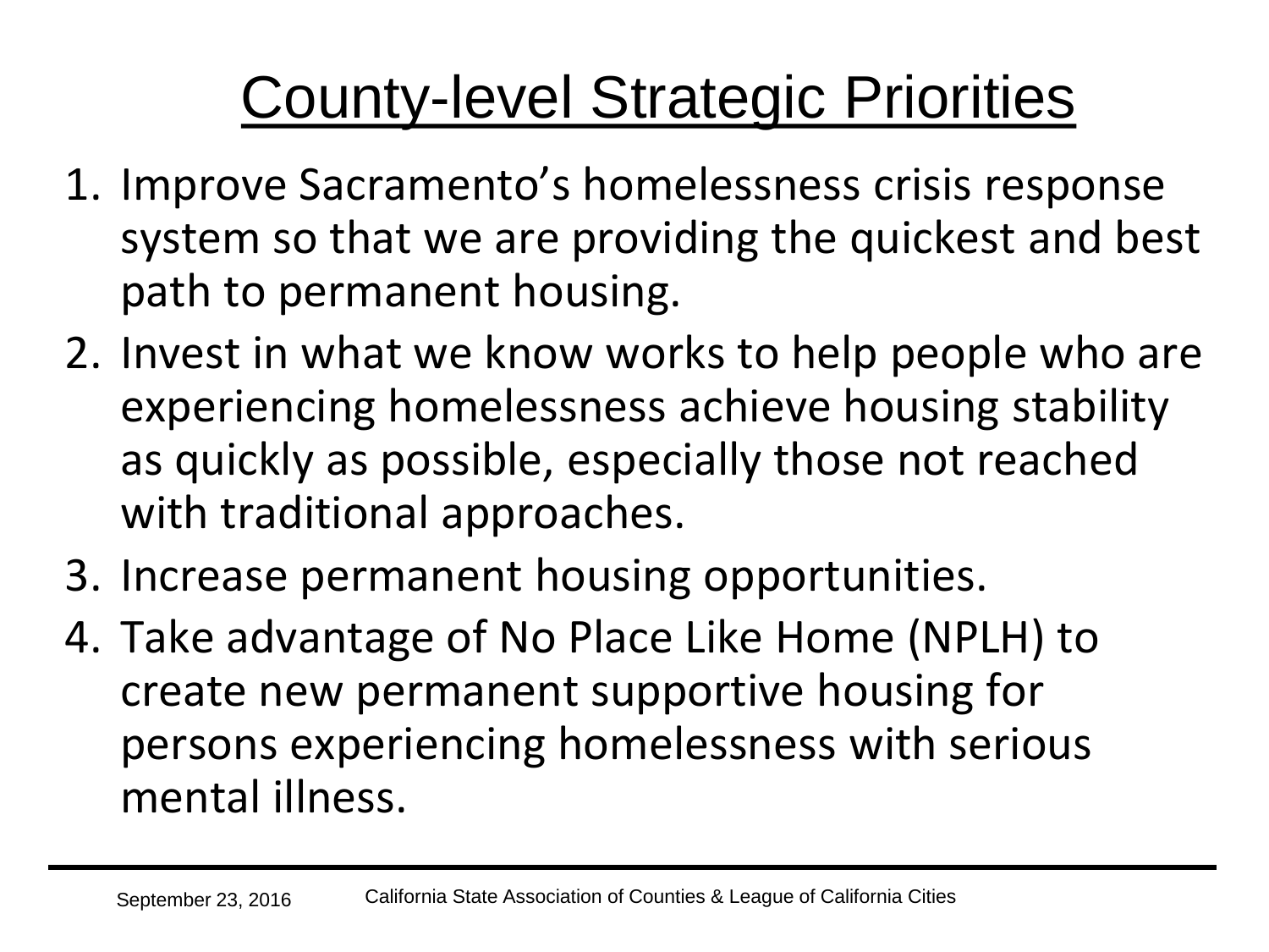# County-level Strategic Priorities

1. Improve Sacramento's homelessness crisis response system so that we are providing the quickest and best path to permanent housing.
2. Invest in what we know works to help people who are experiencing homelessness achieve housing stability as quickly as possible, especially those not reached with traditional approaches.
3. Increase permanent housing opportunities.
4. Take advantage of No Place Like Home (NPLH) to create new permanent supportive housing for persons experiencing homelessness with serious mental illness.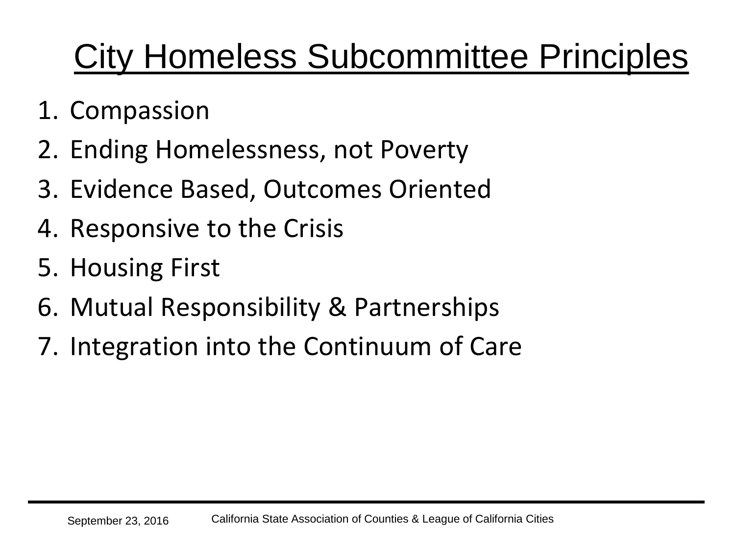# City Homeless Subcommittee Principles

1. Compassion
2. Ending Homelessness, not Poverty
3. Evidence Based, Outcomes Oriented
4. Responsive to the Crisis
5. Housing First
6. Mutual Responsibility & Partnerships
7. Integration into the Continuum of Care